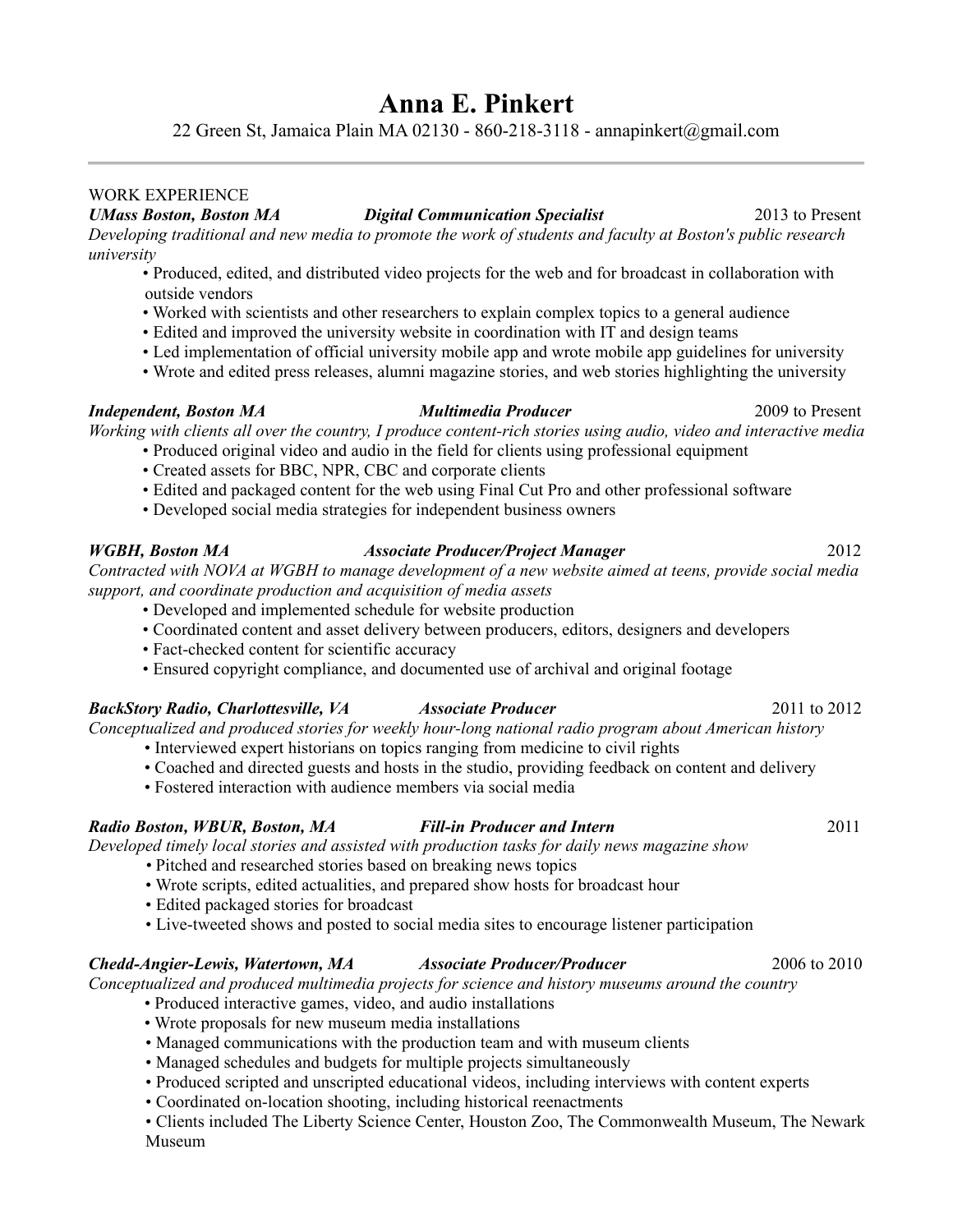# Anna E. Pinkert

22 Green St, Jamaica Plain MA 02130 - 860-218-3118 - annapinkert@gmail.com

---

## WORK EXPERIENCE

***UMass Boston, Boston MA*** — ***Digital Communication Specialist*** — 2013 to Present

*Developing traditional and new media to promote the work of students and faculty at Boston's public research university*

- Produced, edited, and distributed video projects for the web and for broadcast in collaboration with outside vendors
- Worked with scientists and other researchers to explain complex topics to a general audience
- Edited and improved the university website in coordination with IT and design teams
- Led implementation of official university mobile app and wrote mobile app guidelines for university
- Wrote and edited press releases, alumni magazine stories, and web stories highlighting the university

***Independent, Boston MA*** — ***Multimedia Producer*** — 2009 to Present

*Working with clients all over the country, I produce content-rich stories using audio, video and interactive media*

- Produced original video and audio in the field for clients using professional equipment
- Created assets for BBC, NPR, CBC and corporate clients
- Edited and packaged content for the web using Final Cut Pro and other professional software
- Developed social media strategies for independent business owners

***WGBH, Boston MA*** — ***Associate Producer/Project Manager*** — 2012

*Contracted with NOVA at WGBH to manage development of a new website aimed at teens, provide social media support, and coordinate production and acquisition of media assets*

- Developed and implemented schedule for website production
- Coordinated content and asset delivery between producers, editors, designers and developers
- Fact-checked content for scientific accuracy
- Ensured copyright compliance, and documented use of archival and original footage

***BackStory Radio, Charlottesville, VA*** — ***Associate Producer*** — 2011 to 2012

*Conceptualized and produced stories for weekly hour-long national radio program about American history*

- Interviewed expert historians on topics ranging from medicine to civil rights
- Coached and directed guests and hosts in the studio, providing feedback on content and delivery
- Fostered interaction with audience members via social media

***Radio Boston, WBUR, Boston, MA*** — ***Fill-in Producer and Intern*** — 2011

*Developed timely local stories and assisted with production tasks for daily news magazine show*

- Pitched and researched stories based on breaking news topics
- Wrote scripts, edited actualities, and prepared show hosts for broadcast hour
- Edited packaged stories for broadcast
- Live-tweeted shows and posted to social media sites to encourage listener participation

***Chedd-Angier-Lewis, Watertown, MA*** — ***Associate Producer/Producer*** — 2006 to 2010

*Conceptualized and produced multimedia projects for science and history museums around the country*

- Produced interactive games, video, and audio installations
- Wrote proposals for new museum media installations
- Managed communications with the production team and with museum clients
- Managed schedules and budgets for multiple projects simultaneously
- Produced scripted and unscripted educational videos, including interviews with content experts
- Coordinated on-location shooting, including historical reenactments
- Clients included The Liberty Science Center, Houston Zoo, The Commonwealth Museum, The Newark Museum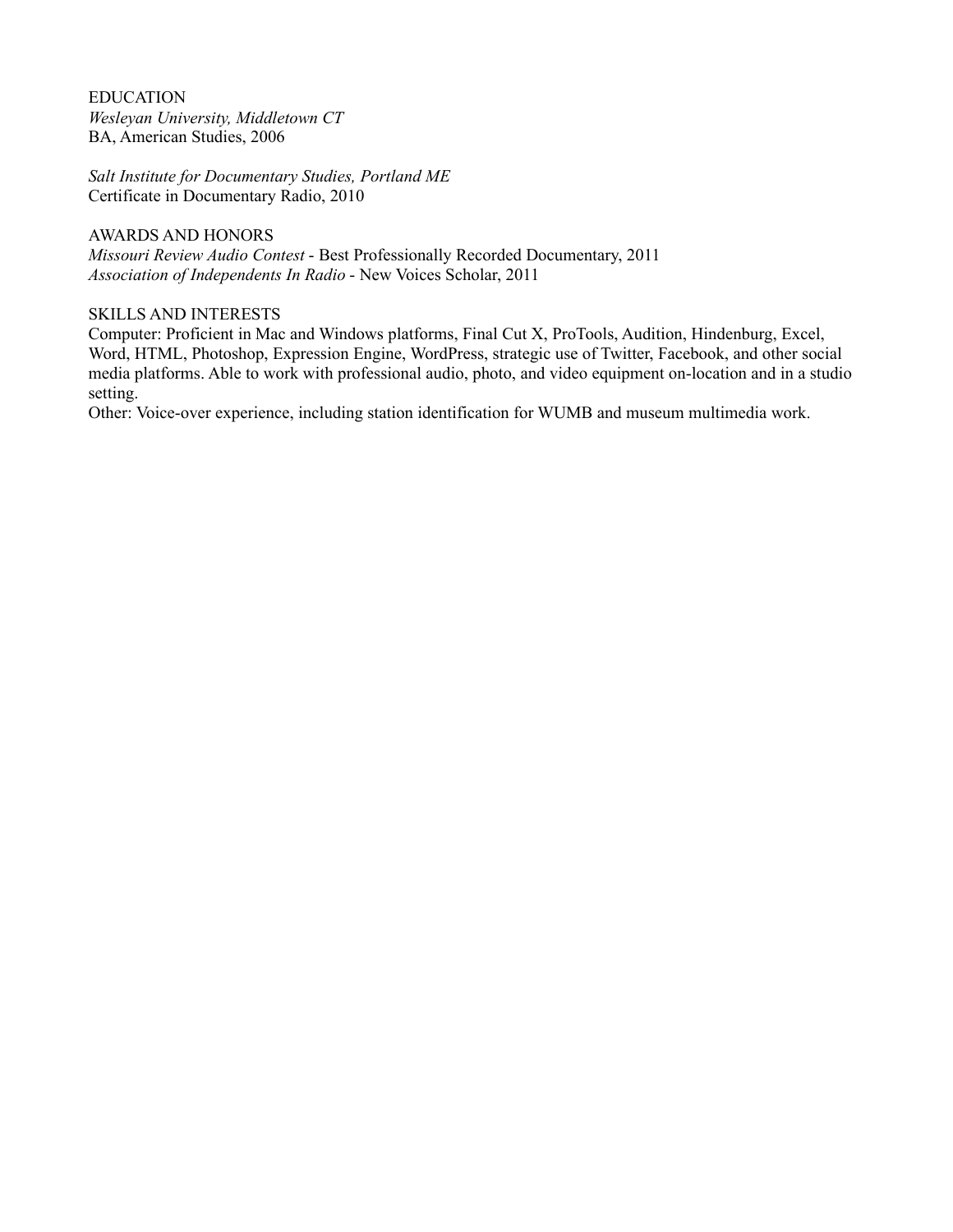## EDUCATION

*Wesleyan University, Middletown CT*
BA, American Studies, 2006

*Salt Institute for Documentary Studies, Portland ME*
Certificate in Documentary Radio, 2010

## AWARDS AND HONORS

*Missouri Review Audio Contest* - Best Professionally Recorded Documentary, 2011
*Association of Independents In Radio* - New Voices Scholar, 2011

## SKILLS AND INTERESTS

Computer: Proficient in Mac and Windows platforms, Final Cut X, ProTools, Audition, Hindenburg, Excel, Word, HTML, Photoshop, Expression Engine, WordPress, strategic use of Twitter, Facebook, and other social media platforms. Able to work with professional audio, photo, and video equipment on-location and in a studio setting.

Other: Voice-over experience, including station identification for WUMB and museum multimedia work.